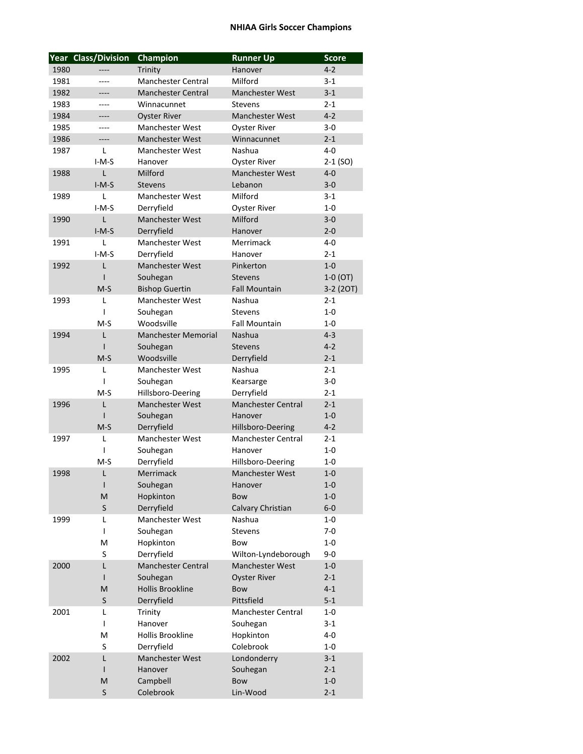# NHIAA Girls Soccer Champions

| Year | Class/Division | Champion | Runner Up | Score |
|---|---|---|---|---|
| 1980 | ---- | Trinity | Hanover | 4-2 |
| 1981 | ---- | Manchester Central | Milford | 3-1 |
| 1982 | ---- | Manchester Central | Manchester West | 3-1 |
| 1983 | ---- | Winnacunnet | Stevens | 2-1 |
| 1984 | ---- | Oyster River | Manchester West | 4-2 |
| 1985 | ---- | Manchester West | Oyster River | 3-0 |
| 1986 | ---- | Manchester West | Winnacunnet | 2-1 |
| 1987 | L | Manchester West | Nashua | 4-0 |
| | I-M-S | Hanover | Oyster River | 2-1 (SO) |
| 1988 | L | Milford | Manchester West | 4-0 |
| | I-M-S | Stevens | Lebanon | 3-0 |
| 1989 | L | Manchester West | Milford | 3-1 |
| | I-M-S | Derryfield | Oyster River | 1-0 |
| 1990 | L | Manchester West | Milford | 3-0 |
| | I-M-S | Derryfield | Hanover | 2-0 |
| 1991 | L | Manchester West | Merrimack | 4-0 |
| | I-M-S | Derryfield | Hanover | 2-1 |
| 1992 | L | Manchester West | Pinkerton | 1-0 |
| | I | Souhegan | Stevens | 1-0 (OT) |
| | M-S | Bishop Guertin | Fall Mountain | 3-2 (2OT) |
| 1993 | L | Manchester West | Nashua | 2-1 |
| | I | Souhegan | Stevens | 1-0 |
| | M-S | Woodsville | Fall Mountain | 1-0 |
| 1994 | L | Manchester Memorial | Nashua | 4-3 |
| | I | Souhegan | Stevens | 4-2 |
| | M-S | Woodsville | Derryfield | 2-1 |
| 1995 | L | Manchester West | Nashua | 2-1 |
| | I | Souhegan | Kearsarge | 3-0 |
| | M-S | Hillsboro-Deering | Derryfield | 2-1 |
| 1996 | L | Manchester West | Manchester Central | 2-1 |
| | I | Souhegan | Hanover | 1-0 |
| | M-S | Derryfield | Hillsboro-Deering | 4-2 |
| 1997 | L | Manchester West | Manchester Central | 2-1 |
| | I | Souhegan | Hanover | 1-0 |
| | M-S | Derryfield | Hillsboro-Deering | 1-0 |
| 1998 | L | Merrimack | Manchester West | 1-0 |
| | I | Souhegan | Hanover | 1-0 |
| | M | Hopkinton | Bow | 1-0 |
| | S | Derryfield | Calvary Christian | 6-0 |
| 1999 | L | Manchester West | Nashua | 1-0 |
| | I | Souhegan | Stevens | 7-0 |
| | M | Hopkinton | Bow | 1-0 |
| | S | Derryfield | Wilton-Lyndeborough | 9-0 |
| 2000 | L | Manchester Central | Manchester West | 1-0 |
| | I | Souhegan | Oyster River | 2-1 |
| | M | Hollis Brookline | Bow | 4-1 |
| | S | Derryfield | Pittsfield | 5-1 |
| 2001 | L | Trinity | Manchester Central | 1-0 |
| | I | Hanover | Souhegan | 3-1 |
| | M | Hollis Brookline | Hopkinton | 4-0 |
| | S | Derryfield | Colebrook | 1-0 |
| 2002 | L | Manchester West | Londonderry | 3-1 |
| | I | Hanover | Souhegan | 2-1 |
| | M | Campbell | Bow | 1-0 |
| | S | Colebrook | Lin-Wood | 2-1 |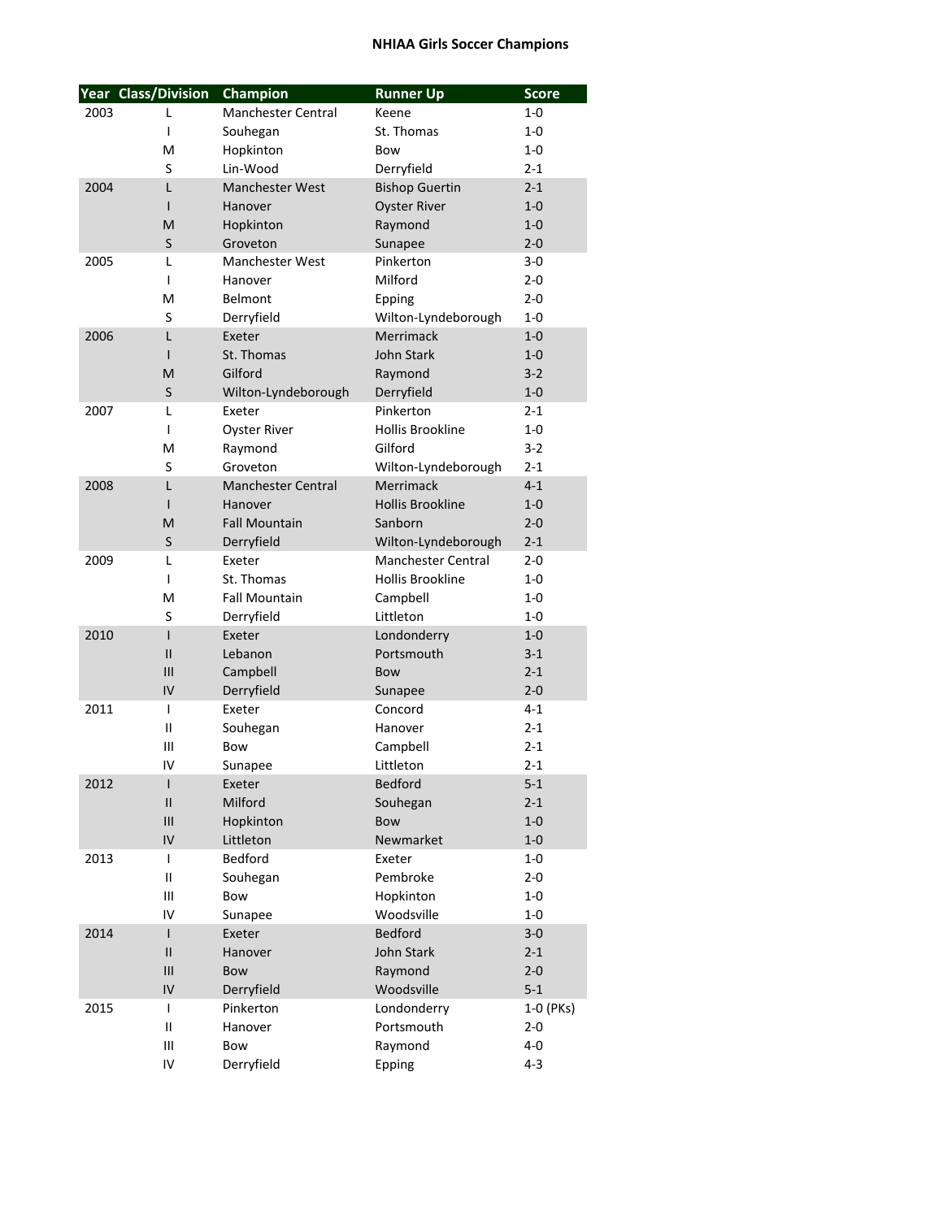# NHIAA Girls Soccer Champions

| Year | Class/Division | Champion | Runner Up | Score |
|---|---|---|---|---|
| 2003 | L | Manchester Central | Keene | 1-0 |
| | I | Souhegan | St. Thomas | 1-0 |
| | M | Hopkinton | Bow | 1-0 |
| | S | Lin-Wood | Derryfield | 2-1 |
| 2004 | L | Manchester West | Bishop Guertin | 2-1 |
| | I | Hanover | Oyster River | 1-0 |
| | M | Hopkinton | Raymond | 1-0 |
| | S | Groveton | Sunapee | 2-0 |
| 2005 | L | Manchester West | Pinkerton | 3-0 |
| | I | Hanover | Milford | 2-0 |
| | M | Belmont | Epping | 2-0 |
| | S | Derryfield | Wilton-Lyndeborough | 1-0 |
| 2006 | L | Exeter | Merrimack | 1-0 |
| | I | St. Thomas | John Stark | 1-0 |
| | M | Gilford | Raymond | 3-2 |
| | S | Wilton-Lyndeborough | Derryfield | 1-0 |
| 2007 | L | Exeter | Pinkerton | 2-1 |
| | I | Oyster River | Hollis Brookline | 1-0 |
| | M | Raymond | Gilford | 3-2 |
| | S | Groveton | Wilton-Lyndeborough | 2-1 |
| 2008 | L | Manchester Central | Merrimack | 4-1 |
| | I | Hanover | Hollis Brookline | 1-0 |
| | M | Fall Mountain | Sanborn | 2-0 |
| | S | Derryfield | Wilton-Lyndeborough | 2-1 |
| 2009 | L | Exeter | Manchester Central | 2-0 |
| | I | St. Thomas | Hollis Brookline | 1-0 |
| | M | Fall Mountain | Campbell | 1-0 |
| | S | Derryfield | Littleton | 1-0 |
| 2010 | I | Exeter | Londonderry | 1-0 |
| | II | Lebanon | Portsmouth | 3-1 |
| | III | Campbell | Bow | 2-1 |
| | IV | Derryfield | Sunapee | 2-0 |
| 2011 | I | Exeter | Concord | 4-1 |
| | II | Souhegan | Hanover | 2-1 |
| | III | Bow | Campbell | 2-1 |
| | IV | Sunapee | Littleton | 2-1 |
| 2012 | I | Exeter | Bedford | 5-1 |
| | II | Milford | Souhegan | 2-1 |
| | III | Hopkinton | Bow | 1-0 |
| | IV | Littleton | Newmarket | 1-0 |
| 2013 | I | Bedford | Exeter | 1-0 |
| | II | Souhegan | Pembroke | 2-0 |
| | III | Bow | Hopkinton | 1-0 |
| | IV | Sunapee | Woodsville | 1-0 |
| 2014 | I | Exeter | Bedford | 3-0 |
| | II | Hanover | John Stark | 2-1 |
| | III | Bow | Raymond | 2-0 |
| | IV | Derryfield | Woodsville | 5-1 |
| 2015 | I | Pinkerton | Londonderry | 1-0 (PKs) |
| | II | Hanover | Portsmouth | 2-0 |
| | III | Bow | Raymond | 4-0 |
| | IV | Derryfield | Epping | 4-3 |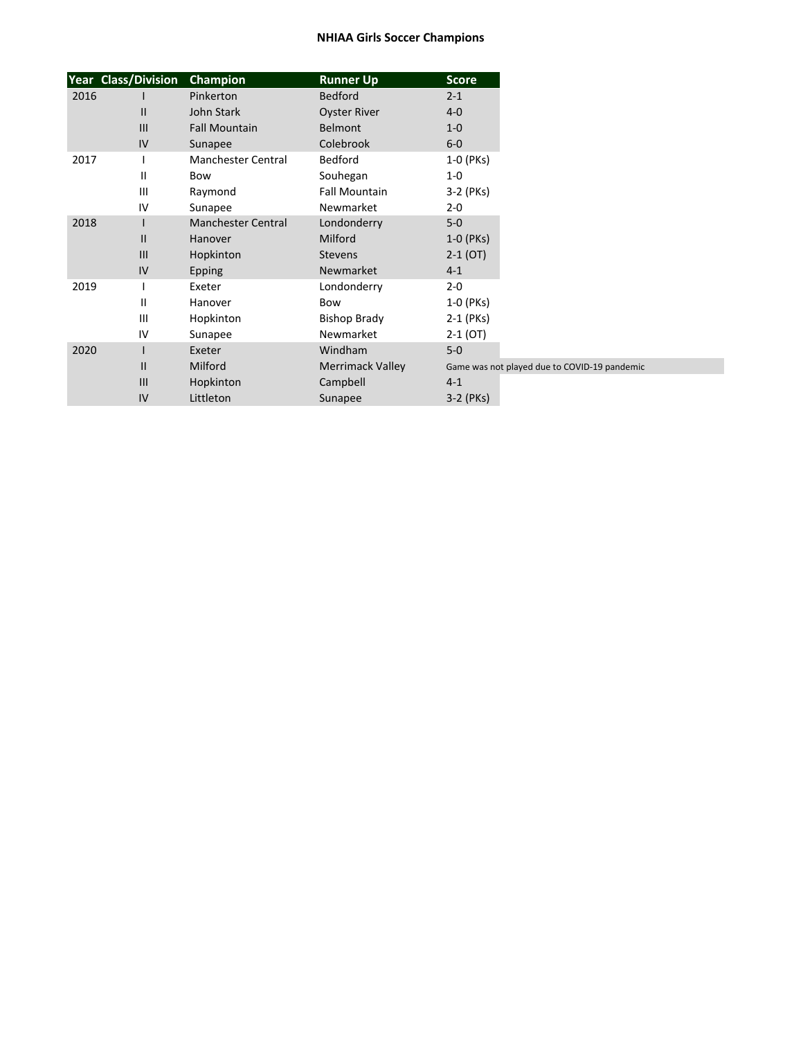**NHIAA Girls Soccer Champions**

| Year | Class/Division | Champion | Runner Up | Score |
|---|---|---|---|---|
| 2016 | I | Pinkerton | Bedford | 2-1 |
| | II | John Stark | Oyster River | 4-0 |
| | III | Fall Mountain | Belmont | 1-0 |
| | IV | Sunapee | Colebrook | 6-0 |
| 2017 | I | Manchester Central | Bedford | 1-0 (PKs) |
| | II | Bow | Souhegan | 1-0 |
| | III | Raymond | Fall Mountain | 3-2 (PKs) |
| | IV | Sunapee | Newmarket | 2-0 |
| 2018 | I | Manchester Central | Londonderry | 5-0 |
| | II | Hanover | Milford | 1-0 (PKs) |
| | III | Hopkinton | Stevens | 2-1 (OT) |
| | IV | Epping | Newmarket | 4-1 |
| 2019 | I | Exeter | Londonderry | 2-0 |
| | II | Hanover | Bow | 1-0 (PKs) |
| | III | Hopkinton | Bishop Brady | 2-1 (PKs) |
| | IV | Sunapee | Newmarket | 2-1 (OT) |
| 2020 | I | Exeter | Windham | 5-0 |
| | II | Milford | Merrimack Valley | Game was not played due to COVID-19 pandemic |
| | III | Hopkinton | Campbell | 4-1 |
| | IV | Littleton | Sunapee | 3-2 (PKs) |